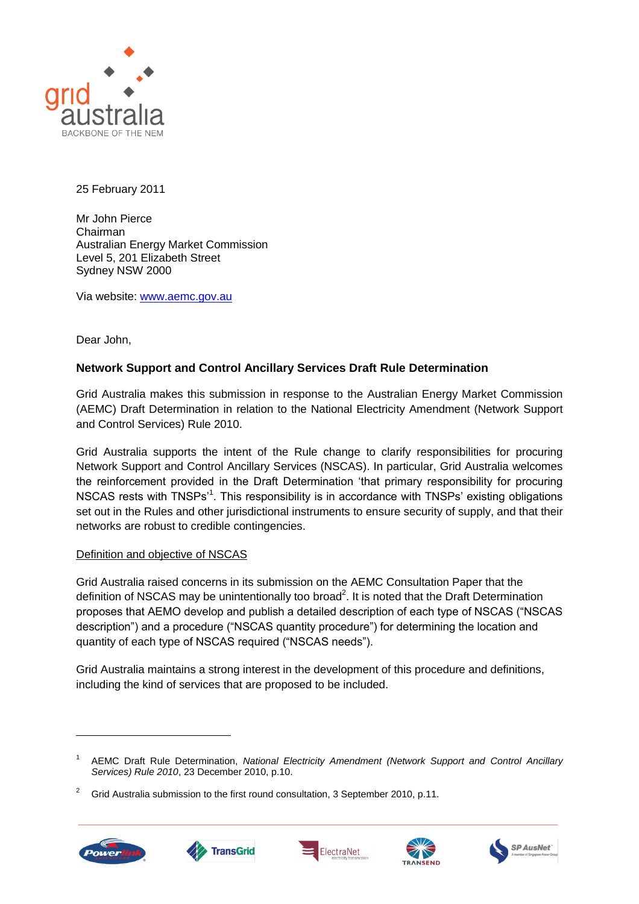25 February 2011

Mr John Pierce
Chairman
Australian Energy Market Commission
Level 5, 201 Elizabeth Street
Sydney NSW 2000

Via website: www.aemc.gov.au

Dear John,

**Network Support and Control Ancillary Services Draft Rule Determination**

Grid Australia makes this submission in response to the Australian Energy Market Commission (AEMC) Draft Determination in relation to the National Electricity Amendment (Network Support and Control Services) Rule 2010.

Grid Australia supports the intent of the Rule change to clarify responsibilities for procuring Network Support and Control Ancillary Services (NSCAS). In particular, Grid Australia welcomes the reinforcement provided in the Draft Determination 'that primary responsibility for procuring NSCAS rests with TNSPs'[1]. This responsibility is in accordance with TNSPs' existing obligations set out in the Rules and other jurisdictional instruments to ensure security of supply, and that their networks are robust to credible contingencies.

Definition and objective of NSCAS

Grid Australia raised concerns in its submission on the AEMC Consultation Paper that the definition of NSCAS may be unintentionally too broad[2]. It is noted that the Draft Determination proposes that AEMO develop and publish a detailed description of each type of NSCAS ("NSCAS description") and a procedure ("NSCAS quantity procedure") for determining the location and quantity of each type of NSCAS required ("NSCAS needs").

Grid Australia maintains a strong interest in the development of this procedure and definitions, including the kind of services that are proposed to be included.

---

[1] AEMC Draft Rule Determination, *National Electricity Amendment (Network Support and Control Ancillary Services) Rule 2010*, 23 December 2010, p.10.

[2] Grid Australia submission to the first round consultation, 3 September 2010, p.11.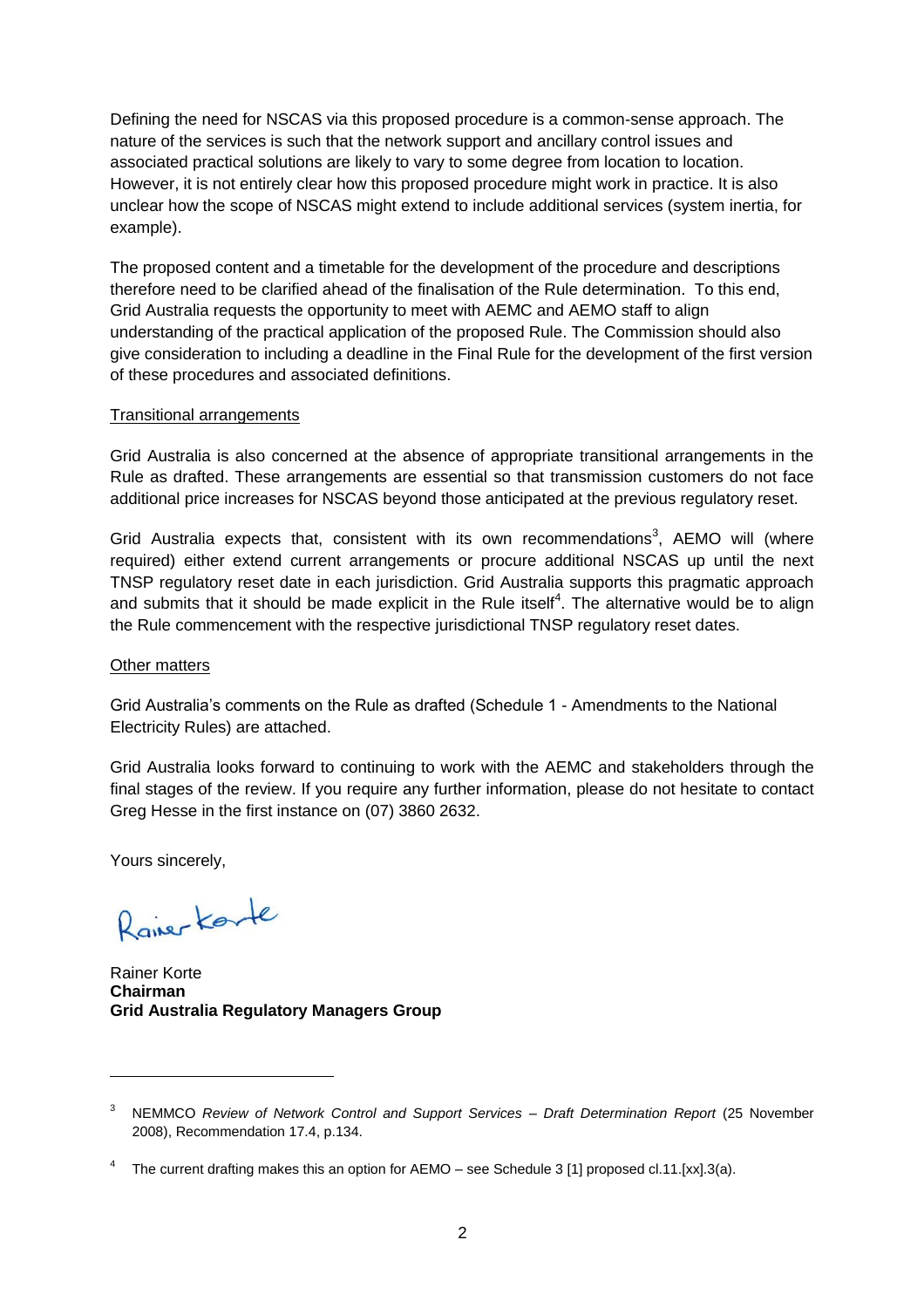Defining the need for NSCAS via this proposed procedure is a common-sense approach. The nature of the services is such that the network support and ancillary control issues and associated practical solutions are likely to vary to some degree from location to location. However, it is not entirely clear how this proposed procedure might work in practice. It is also unclear how the scope of NSCAS might extend to include additional services (system inertia, for example).

The proposed content and a timetable for the development of the procedure and descriptions therefore need to be clarified ahead of the finalisation of the Rule determination. To this end, Grid Australia requests the opportunity to meet with AEMC and AEMO staff to align understanding of the practical application of the proposed Rule. The Commission should also give consideration to including a deadline in the Final Rule for the development of the first version of these procedures and associated definitions.

Transitional arrangements

Grid Australia is also concerned at the absence of appropriate transitional arrangements in the Rule as drafted. These arrangements are essential so that transmission customers do not face additional price increases for NSCAS beyond those anticipated at the previous regulatory reset.

Grid Australia expects that, consistent with its own recommendations[3], AEMO will (where required) either extend current arrangements or procure additional NSCAS up until the next TNSP regulatory reset date in each jurisdiction. Grid Australia supports this pragmatic approach and submits that it should be made explicit in the Rule itself[4]. The alternative would be to align the Rule commencement with the respective jurisdictional TNSP regulatory reset dates.

Other matters

Grid Australia's comments on the Rule as drafted (Schedule 1 - Amendments to the National Electricity Rules) are attached.

Grid Australia looks forward to continuing to work with the AEMC and stakeholders through the final stages of the review. If you require any further information, please do not hesitate to contact Greg Hesse in the first instance on (07) 3860 2632.

Yours sincerely,

Rainer Korte

Rainer Korte
**Chairman**
**Grid Australia Regulatory Managers Group**

---

[3] NEMMCO *Review of Network Control and Support Services – Draft Determination Report* (25 November 2008), Recommendation 17.4, p.134.

[4] The current drafting makes this an option for AEMO – see Schedule 3 [1] proposed cl.11.[xx].3(a).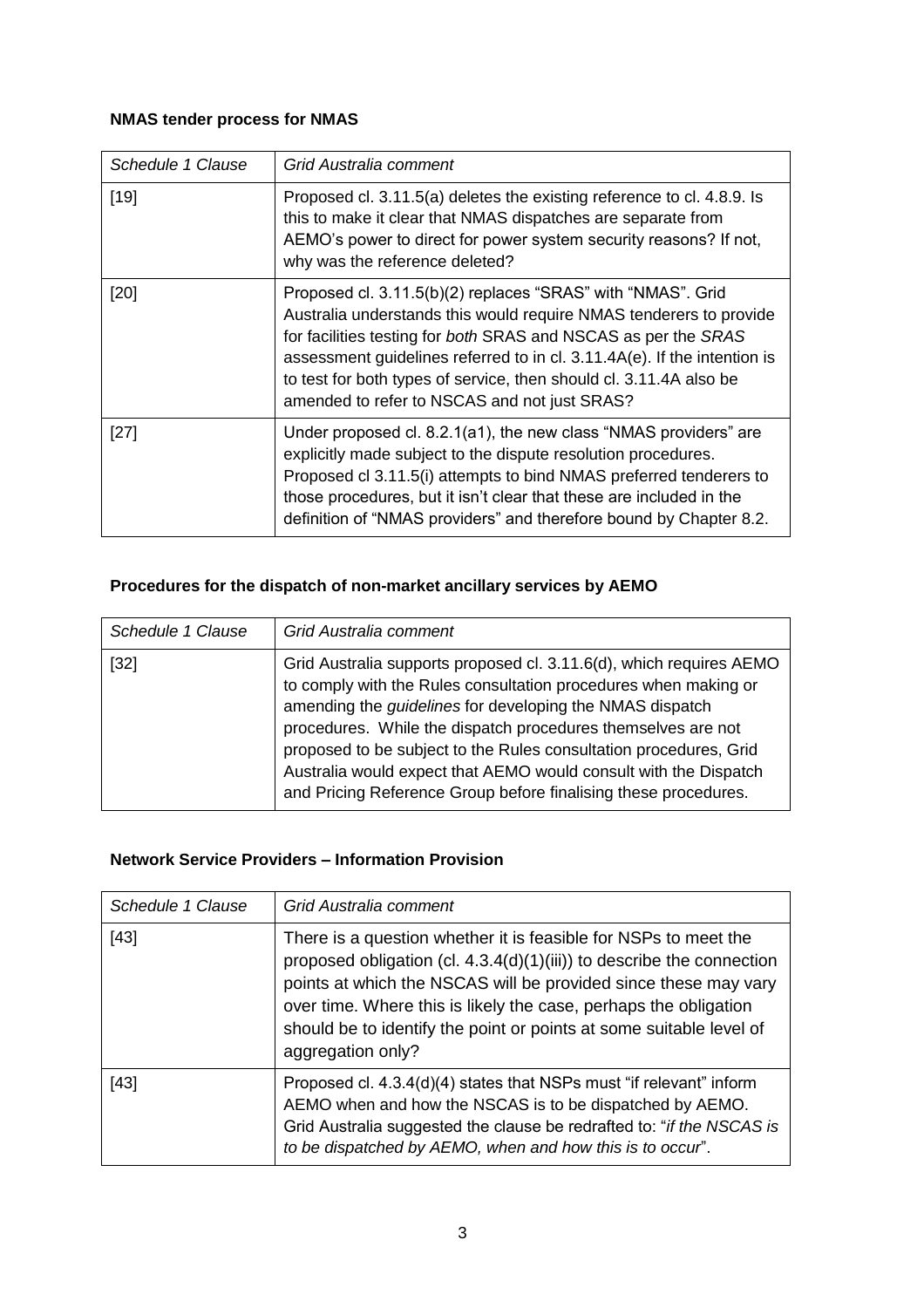**NMAS tender process for NMAS**

| *Schedule 1 Clause* | *Grid Australia comment* |
| --- | --- |
| [19] | Proposed cl. 3.11.5(a) deletes the existing reference to cl. 4.8.9. Is this to make it clear that NMAS dispatches are separate from AEMO's power to direct for power system security reasons? If not, why was the reference deleted? |
| [20] | Proposed cl. 3.11.5(b)(2) replaces "SRAS" with "NMAS". Grid Australia understands this would require NMAS tenderers to provide for facilities testing for *both* SRAS and NSCAS as per the *SRAS* assessment guidelines referred to in cl. 3.11.4A(e). If the intention is to test for both types of service, then should cl. 3.11.4A also be amended to refer to NSCAS and not just SRAS? |
| [27] | Under proposed cl. 8.2.1(a1), the new class "NMAS providers" are explicitly made subject to the dispute resolution procedures. Proposed cl 3.11.5(i) attempts to bind NMAS preferred tenderers to those procedures, but it isn't clear that these are included in the definition of "NMAS providers" and therefore bound by Chapter 8.2. |

**Procedures for the dispatch of non-market ancillary services by AEMO**

| *Schedule 1 Clause* | *Grid Australia comment* |
| --- | --- |
| [32] | Grid Australia supports proposed cl. 3.11.6(d), which requires AEMO to comply with the Rules consultation procedures when making or amending the *guidelines* for developing the NMAS dispatch procedures. While the dispatch procedures themselves are not proposed to be subject to the Rules consultation procedures, Grid Australia would expect that AEMO would consult with the Dispatch and Pricing Reference Group before finalising these procedures. |

**Network Service Providers – Information Provision**

| *Schedule 1 Clause* | *Grid Australia comment* |
| --- | --- |
| [43] | There is a question whether it is feasible for NSPs to meet the proposed obligation (cl. 4.3.4(d)(1)(iii)) to describe the connection points at which the NSCAS will be provided since these may vary over time. Where this is likely the case, perhaps the obligation should be to identify the point or points at some suitable level of aggregation only? |
| [43] | Proposed cl. 4.3.4(d)(4) states that NSPs must "if relevant" inform AEMO when and how the NSCAS is to be dispatched by AEMO. Grid Australia suggested the clause be redrafted to: "*if the NSCAS is to be dispatched by AEMO, when and how this is to occur*". |